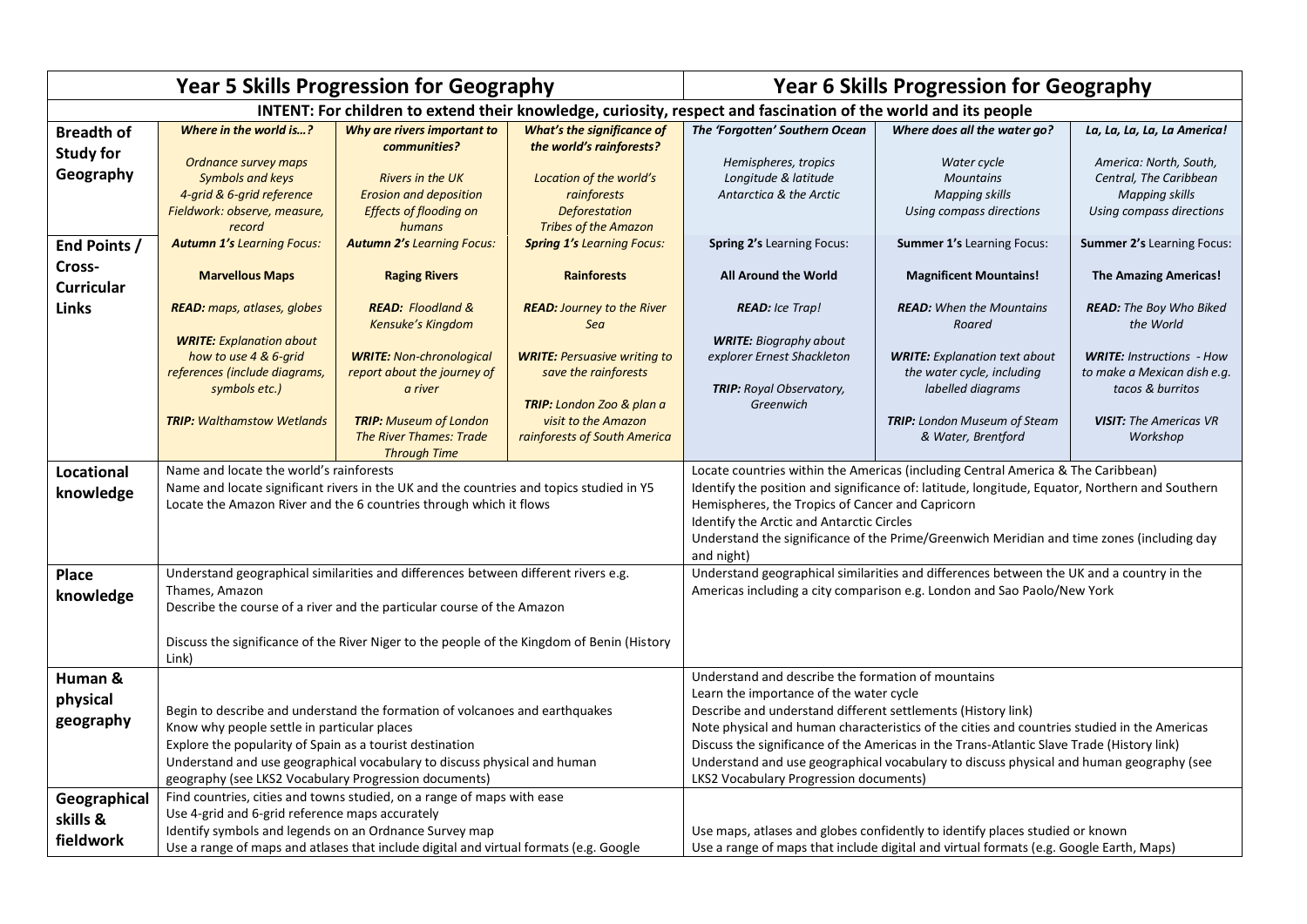| | Year 5 Skills Progression for Geography | | | Year 6 Skills Progression for Geography | | |
|---|---|---|---|---|---|---|
| INTENT: For children to extend their knowledge, curiosity, respect and fascination of the world and its people | | | | | | |
| **Breadth of Study for Geography** | ***Where in the world is…?***<br><br>*Ordnance survey maps*<br>*Symbols and keys*<br>*4-grid & 6-grid reference*<br>*Fieldwork: observe, measure, record* | ***Why are rivers important to communities?***<br><br>*Rivers in the UK*<br>*Erosion and deposition*<br>*Effects of flooding on humans* | ***What's the significance of the world's rainforests?***<br><br>*Location of the world's rainforests*<br>*Deforestation*<br>*Tribes of the Amazon* | ***The 'Forgotten' Southern Ocean***<br><br>*Hemispheres, tropics*<br>*Longitude & latitude*<br>*Antarctica & the Arctic* | ***Where does all the water go?***<br><br>*Water cycle*<br>*Mountains*<br>*Mapping skills*<br>*Using compass directions* | ***La, La, La, La America!***<br><br>*America: North, South, Central, The Caribbean*<br>*Mapping skills*<br>*Using compass directions* |
| **End Points / Cross-Curricular Links** | ***Autumn 1's** Learning Focus:*<br><br>**Marvellous Maps**<br><br>***READ:** maps, atlases, globes*<br><br>***WRITE:** Explanation about how to use 4 & 6-grid references (include diagrams, symbols etc.)*<br><br>***TRIP:** Walthamstow Wetlands* | ***Autumn 2's** Learning Focus:*<br><br>**Raging Rivers**<br><br>***READ:** Floodland & Kensuke's Kingdom*<br><br>***WRITE:** Non-chronological report about the journey of a river*<br><br>***TRIP:** Museum of London The River Thames: Trade Through Time* | ***Spring 1's** Learning Focus:*<br><br>**Rainforests**<br><br>***READ:** Journey to the River Sea*<br><br>***WRITE:** Persuasive writing to save the rainforests*<br><br>***TRIP:** London Zoo & plan a visit to the Amazon rainforests of South America* | **Spring 2's** Learning Focus:<br><br>**All Around the World**<br><br>***READ:** Ice Trap!*<br><br>***WRITE:** Biography about explorer Ernest Shackleton*<br><br>***TRIP:** Royal Observatory, Greenwich* | **Summer 1's** Learning Focus:<br><br>**Magnificent Mountains!**<br><br>***READ:** When the Mountains Roared*<br><br>***WRITE:** Explanation text about the water cycle, including labelled diagrams*<br><br>***TRIP:** London Museum of Steam & Water, Brentford* | **Summer 2's** Learning Focus:<br><br>**The Amazing Americas!**<br><br>***READ:** The Boy Who Biked the World*<br><br>***WRITE:** Instructions - How to make a Mexican dish e.g. tacos & burritos*<br><br>***VISIT:** The Americas VR Workshop* |
| **Locational knowledge** | Name and locate the world's rainforests<br>Name and locate significant rivers in the UK and the countries and topics studied in Y5<br>Locate the Amazon River and the 6 countries through which it flows | | | Locate countries within the Americas (including Central America & The Caribbean)<br>Identify the position and significance of: latitude, longitude, Equator, Northern and Southern Hemispheres, the Tropics of Cancer and Capricorn<br>Identify the Arctic and Antarctic Circles<br>Understand the significance of the Prime/Greenwich Meridian and time zones (including day and night) | | |
| **Place knowledge** | Understand geographical similarities and differences between different rivers e.g. Thames, Amazon<br>Describe the course of a river and the particular course of the Amazon<br><br>Discuss the significance of the River Niger to the people of the Kingdom of Benin (History Link) | | | Understand geographical similarities and differences between the UK and a country in the Americas including a city comparison e.g. London and Sao Paolo/New York | | |
| **Human & physical geography** | Begin to describe and understand the formation of volcanoes and earthquakes<br>Know why people settle in particular places<br>Explore the popularity of Spain as a tourist destination<br>Understand and use geographical vocabulary to discuss physical and human geography (see LKS2 Vocabulary Progression documents) | | | Understand and describe the formation of mountains<br>Learn the importance of the water cycle<br>Describe and understand different settlements (History link)<br>Note physical and human characteristics of the cities and countries studied in the Americas<br>Discuss the significance of the Americas in the Trans-Atlantic Slave Trade (History link)<br>Understand and use geographical vocabulary to discuss physical and human geography (see LKS2 Vocabulary Progression documents) | | |
| **Geographical skills & fieldwork** | Find countries, cities and towns studied, on a range of maps with ease<br>Use 4-grid and 6-grid reference maps accurately<br>Identify symbols and legends on an Ordnance Survey map<br>Use a range of maps and atlases that include digital and virtual formats (e.g. Google | | | Use maps, atlases and globes confidently to identify places studied or known<br>Use a range of maps that include digital and virtual formats (e.g. Google Earth, Maps) | | |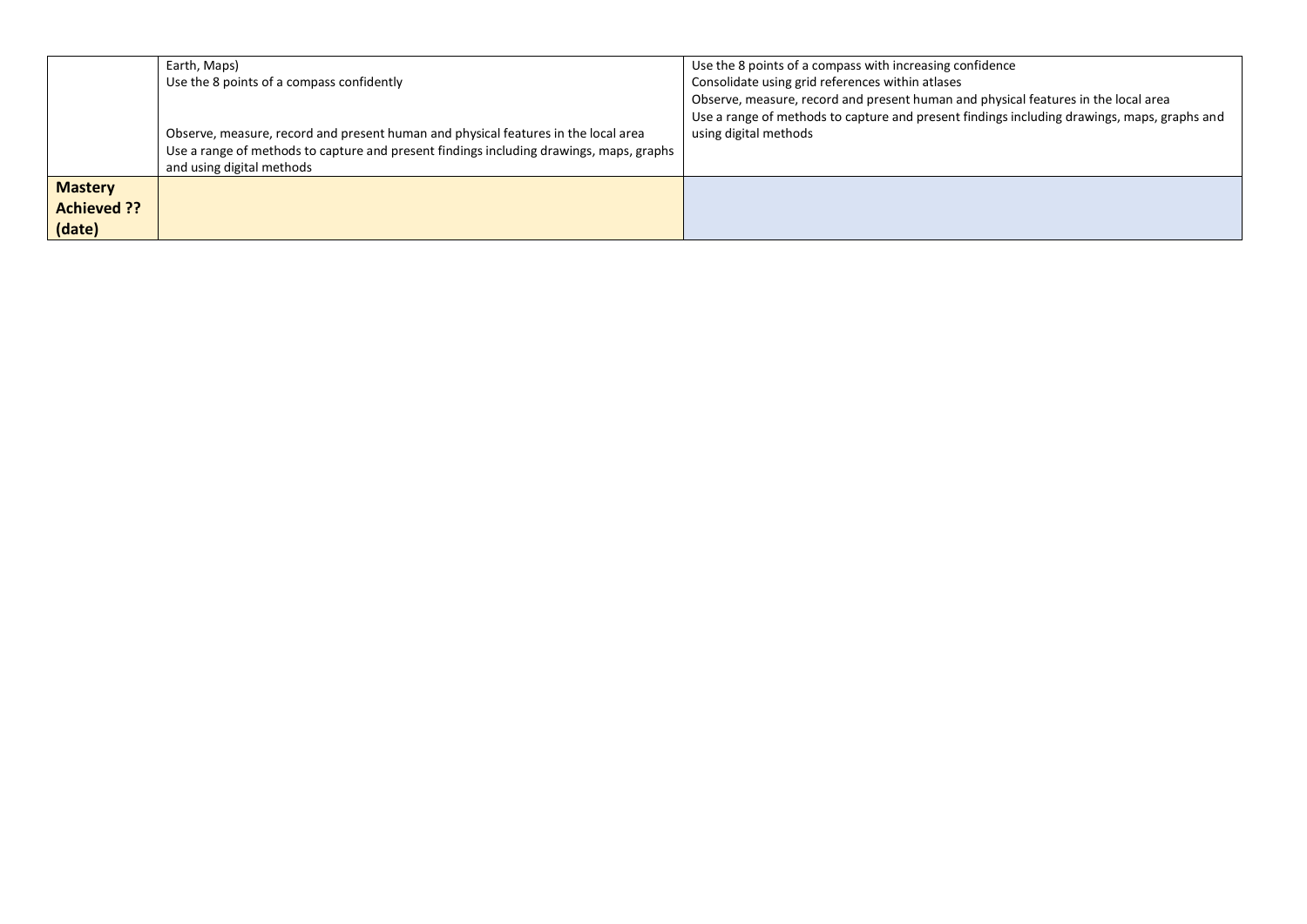| | | |
|---|---|---|
| | Earth, Maps)<br>Use the 8 points of a compass confidently<br><br><br>Observe, measure, record and present human and physical features in the local area<br>Use a range of methods to capture and present findings including drawings, maps, graphs and using digital methods | Use the 8 points of a compass with increasing confidence<br>Consolidate using grid references within atlases<br>Observe, measure, record and present human and physical features in the local area<br>Use a range of methods to capture and present findings including drawings, maps, graphs and using digital methods |
| **Mastery Achieved ?? (date)** | | |